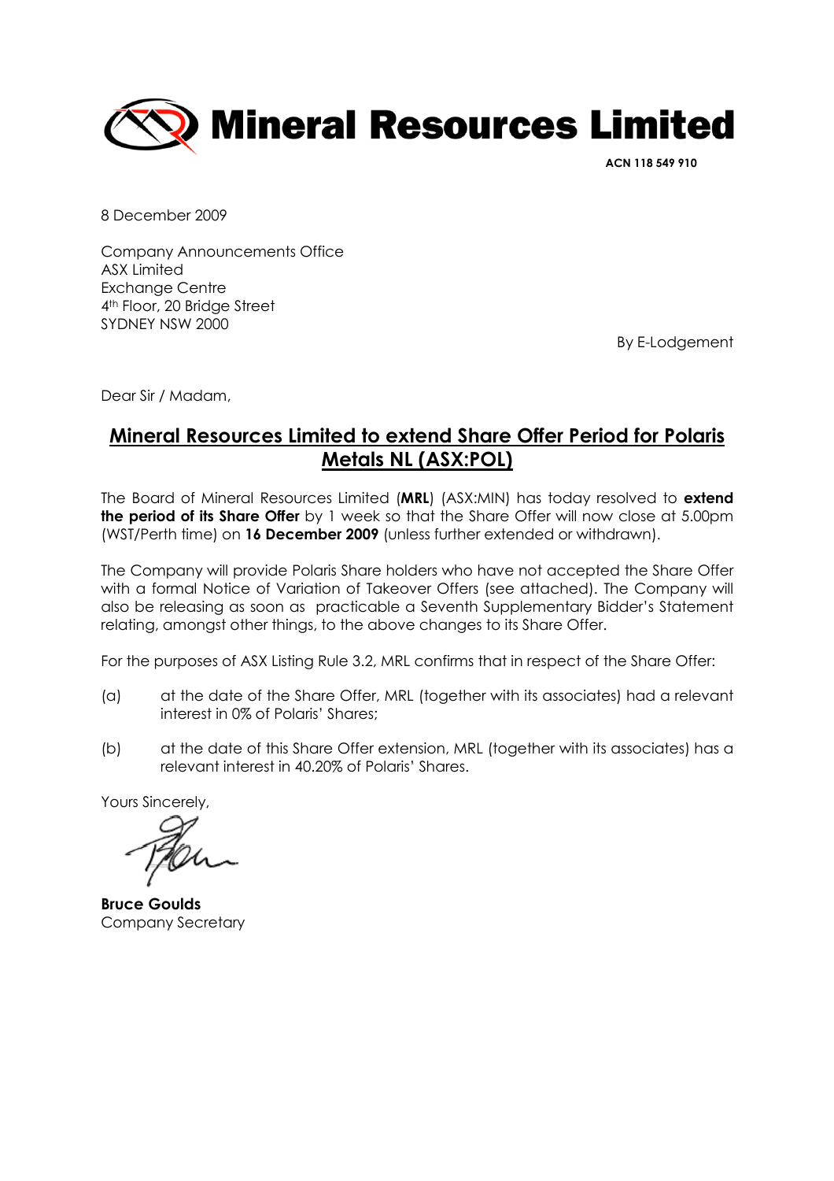# Mineral Resources Limited

**ACN 118 549 910**

8 December 2009

Company Announcements Office
ASX Limited
Exchange Centre
4th Floor, 20 Bridge Street
SYDNEY NSW 2000

By E-Lodgement

Dear Sir / Madam,

## Mineral Resources Limited to extend Share Offer Period for Polaris Metals NL (ASX:POL)

The Board of Mineral Resources Limited (**MRL**) (ASX:MIN) has today resolved to **extend the period of its Share Offer** by 1 week so that the Share Offer will now close at 5.00pm (WST/Perth time) on **16 December 2009** (unless further extended or withdrawn).

The Company will provide Polaris Share holders who have not accepted the Share Offer with a formal Notice of Variation of Takeover Offers (see attached). The Company will also be releasing as soon as practicable a Seventh Supplementary Bidder's Statement relating, amongst other things, to the above changes to its Share Offer.

For the purposes of ASX Listing Rule 3.2, MRL confirms that in respect of the Share Offer:

(a) at the date of the Share Offer, MRL (together with its associates) had a relevant interest in 0% of Polaris' Shares;

(b) at the date of this Share Offer extension, MRL (together with its associates) has a relevant interest in 40.20% of Polaris' Shares.

Yours Sincerely,

**Bruce Goulds**
Company Secretary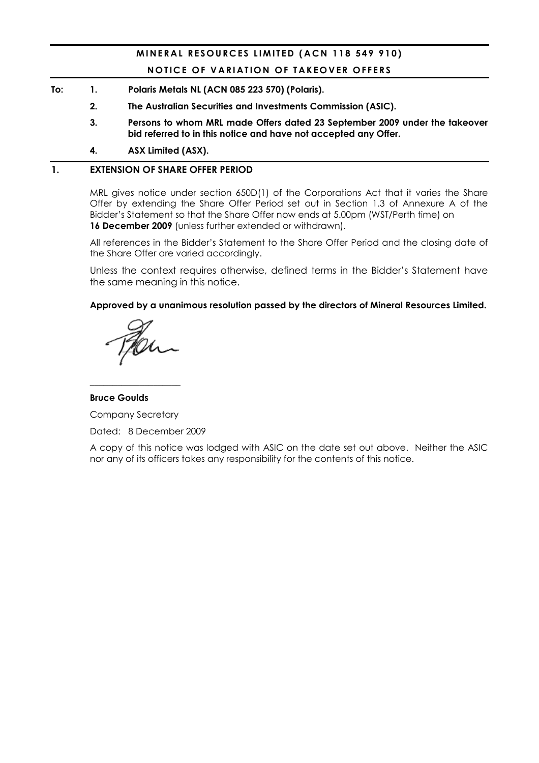**MINERAL RESOURCES LIMITED (ACN 118 549 910)**

**NOTICE OF VARIATION OF TAKEOVER OFFERS**

**To:**

1. **Polaris Metals NL (ACN 085 223 570) (Polaris).**
2. **The Australian Securities and Investments Commission (ASIC).**
3. **Persons to whom MRL made Offers dated 23 September 2009 under the takeover bid referred to in this notice and have not accepted any Offer.**
4. **ASX Limited (ASX).**

## 1. EXTENSION OF SHARE OFFER PERIOD

MRL gives notice under section 650D(1) of the Corporations Act that it varies the Share Offer by extending the Share Offer Period set out in Section 1.3 of Annexure A of the Bidder's Statement so that the Share Offer now ends at 5.00pm (WST/Perth time) on **16 December 2009** (unless further extended or withdrawn).

All references in the Bidder's Statement to the Share Offer Period and the closing date of the Share Offer are varied accordingly.

Unless the context requires otherwise, defined terms in the Bidder's Statement have the same meaning in this notice.

**Approved by a unanimous resolution passed by the directors of Mineral Resources Limited.**

---

**Bruce Goulds**

Company Secretary

Dated: 8 December 2009

A copy of this notice was lodged with ASIC on the date set out above. Neither the ASIC nor any of its officers takes any responsibility for the contents of this notice.